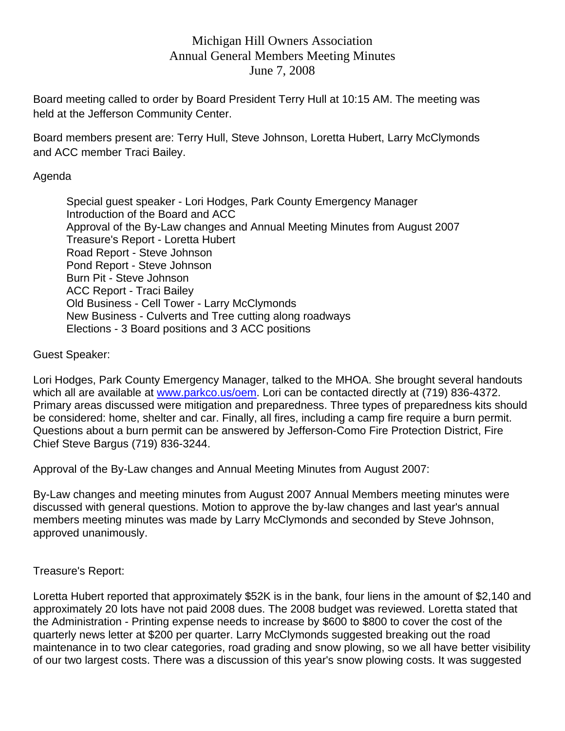# Michigan Hill Owners Association
## Annual General Members Meeting Minutes
### June 7, 2008

Board meeting called to order by Board President Terry Hull at 10:15 AM. The meeting was held at the Jefferson Community Center.

Board members present are: Terry Hull, Steve Johnson, Loretta Hubert, Larry McClymonds and ACC member Traci Bailey.

Agenda

- Special guest speaker - Lori Hodges, Park County Emergency Manager
- Introduction of the Board and ACC
- Approval of the By-Law changes and Annual Meeting Minutes from August 2007
- Treasure's Report - Loretta Hubert
- Road Report - Steve Johnson
- Pond Report - Steve Johnson
- Burn Pit - Steve Johnson
- ACC Report - Traci Bailey
- Old Business - Cell Tower - Larry McClymonds
- New Business - Culverts and Tree cutting along roadways
- Elections - 3 Board positions and 3 ACC positions

Guest Speaker:

Lori Hodges, Park County Emergency Manager, talked to the MHOA. She brought several handouts which all are available at [www.parkco.us/oem](www.parkco.us/oem). Lori can be contacted directly at (719) 836-4372. Primary areas discussed were mitigation and preparedness. Three types of preparedness kits should be considered: home, shelter and car. Finally, all fires, including a camp fire require a burn permit. Questions about a burn permit can be answered by Jefferson-Como Fire Protection District, Fire Chief Steve Bargus (719) 836-3244.

Approval of the By-Law changes and Annual Meeting Minutes from August 2007:

By-Law changes and meeting minutes from August 2007 Annual Members meeting minutes were discussed with general questions. Motion to approve the by-law changes and last year's annual members meeting minutes was made by Larry McClymonds and seconded by Steve Johnson, approved unanimously.

Treasure's Report:

Loretta Hubert reported that approximately $52K is in the bank, four liens in the amount of $2,140 and approximately 20 lots have not paid 2008 dues. The 2008 budget was reviewed. Loretta stated that the Administration - Printing expense needs to increase by $600 to $800 to cover the cost of the quarterly news letter at $200 per quarter. Larry McClymonds suggested breaking out the road maintenance in to two clear categories, road grading and snow plowing, so we all have better visibility of our two largest costs. There was a discussion of this year's snow plowing costs. It was suggested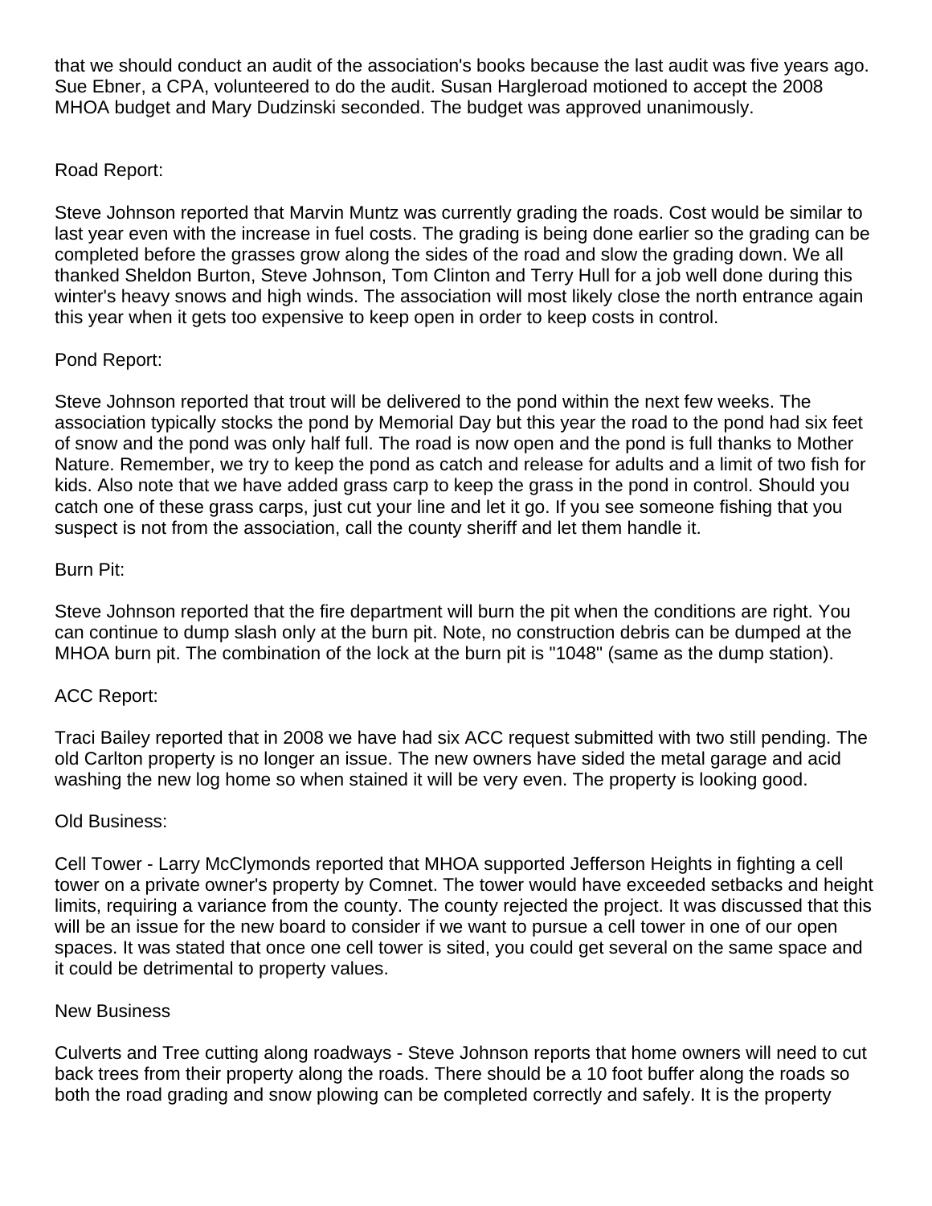that we should conduct an audit of the association's books because the last audit was five years ago. Sue Ebner, a CPA, volunteered to do the audit. Susan Hargleroad motioned to accept the 2008 MHOA budget and Mary Dudzinski seconded. The budget was approved unanimously.

Road Report:

Steve Johnson reported that Marvin Muntz was currently grading the roads. Cost would be similar to last year even with the increase in fuel costs. The grading is being done earlier so the grading can be completed before the grasses grow along the sides of the road and slow the grading down. We all thanked Sheldon Burton, Steve Johnson, Tom Clinton and Terry Hull for a job well done during this winter's heavy snows and high winds. The association will most likely close the north entrance again this year when it gets too expensive to keep open in order to keep costs in control.

Pond Report:

Steve Johnson reported that trout will be delivered to the pond within the next few weeks. The association typically stocks the pond by Memorial Day but this year the road to the pond had six feet of snow and the pond was only half full. The road is now open and the pond is full thanks to Mother Nature. Remember, we try to keep the pond as catch and release for adults and a limit of two fish for kids. Also note that we have added grass carp to keep the grass in the pond in control. Should you catch one of these grass carps, just cut your line and let it go. If you see someone fishing that you suspect is not from the association, call the county sheriff and let them handle it.

Burn Pit:

Steve Johnson reported that the fire department will burn the pit when the conditions are right. You can continue to dump slash only at the burn pit. Note, no construction debris can be dumped at the MHOA burn pit. The combination of the lock at the burn pit is "1048" (same as the dump station).

ACC Report:

Traci Bailey reported that in 2008 we have had six ACC request submitted with two still pending. The old Carlton property is no longer an issue. The new owners have sided the metal garage and acid washing the new log home so when stained it will be very even. The property is looking good.

Old Business:

Cell Tower - Larry McClymonds reported that MHOA supported Jefferson Heights in fighting a cell tower on a private owner's property by Comnet. The tower would have exceeded setbacks and height limits, requiring a variance from the county. The county rejected the project. It was discussed that this will be an issue for the new board to consider if we want to pursue a cell tower in one of our open spaces. It was stated that once one cell tower is sited, you could get several on the same space and it could be detrimental to property values.

New Business

Culverts and Tree cutting along roadways - Steve Johnson reports that home owners will need to cut back trees from their property along the roads. There should be a 10 foot buffer along the roads so both the road grading and snow plowing can be completed correctly and safely. It is the property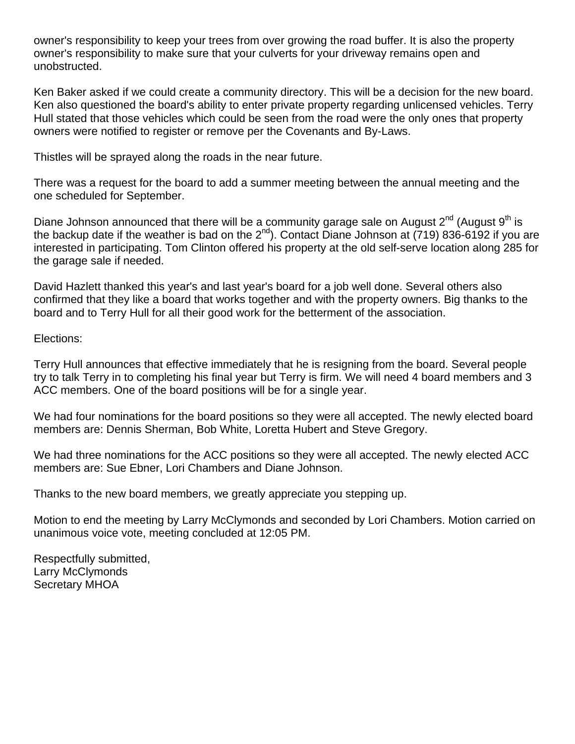owner's responsibility to keep your trees from over growing the road buffer. It is also the property owner's responsibility to make sure that your culverts for your driveway remains open and unobstructed.

Ken Baker asked if we could create a community directory. This will be a decision for the new board. Ken also questioned the board's ability to enter private property regarding unlicensed vehicles. Terry Hull stated that those vehicles which could be seen from the road were the only ones that property owners were notified to register or remove per the Covenants and By-Laws.

Thistles will be sprayed along the roads in the near future.

There was a request for the board to add a summer meeting between the annual meeting and the one scheduled for September.

Diane Johnson announced that there will be a community garage sale on August 2nd (August 9th is the backup date if the weather is bad on the 2nd). Contact Diane Johnson at (719) 836-6192 if you are interested in participating. Tom Clinton offered his property at the old self-serve location along 285 for the garage sale if needed.

David Hazlett thanked this year's and last year's board for a job well done. Several others also confirmed that they like a board that works together and with the property owners. Big thanks to the board and to Terry Hull for all their good work for the betterment of the association.

Elections:

Terry Hull announces that effective immediately that he is resigning from the board. Several people try to talk Terry in to completing his final year but Terry is firm. We will need 4 board members and 3 ACC members. One of the board positions will be for a single year.

We had four nominations for the board positions so they were all accepted. The newly elected board members are: Dennis Sherman, Bob White, Loretta Hubert and Steve Gregory.

We had three nominations for the ACC positions so they were all accepted. The newly elected ACC members are: Sue Ebner, Lori Chambers and Diane Johnson.

Thanks to the new board members, we greatly appreciate you stepping up.

Motion to end the meeting by Larry McClymonds and seconded by Lori Chambers. Motion carried on unanimous voice vote, meeting concluded at 12:05 PM.

Respectfully submitted,
Larry McClymonds
Secretary MHOA